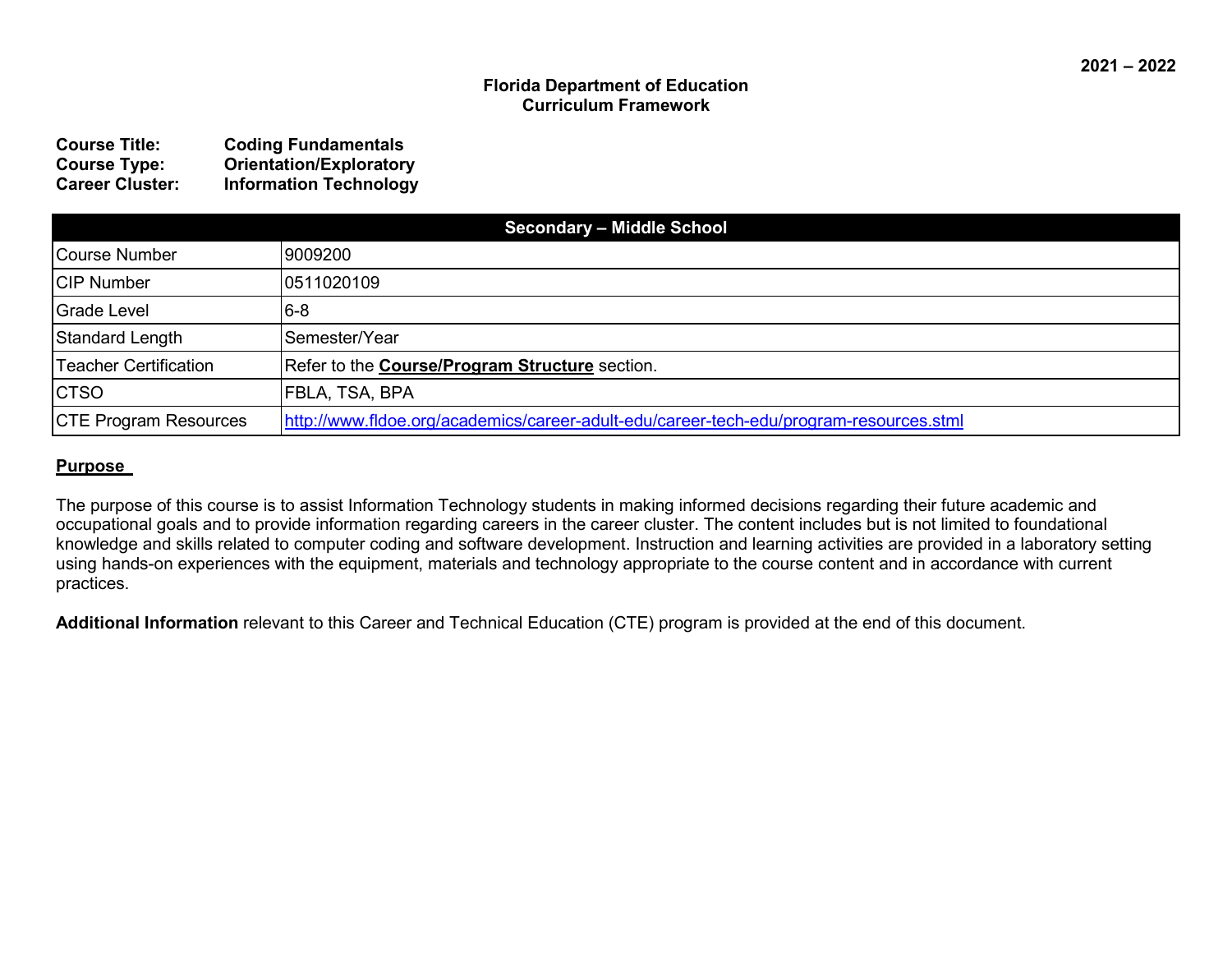2021 – 2022

**Florida Department of Education**
**Curriculum Framework**

**Course Title:** **Coding Fundamentals**
**Course Type:** **Orientation/Exploratory**
**Career Cluster:** **Information Technology**

| **Secondary – Middle School** | |
|---|---|
| Course Number | 9009200 |
| CIP Number | 0511020109 |
| Grade Level | 6-8 |
| Standard Length | Semester/Year |
| Teacher Certification | Refer to the **Course/Program Structure** section. |
| CTSO | FBLA, TSA, BPA |
| CTE Program Resources | http://www.fldoe.org/academics/career-adult-edu/career-tech-edu/program-resources.stml |

## Purpose

The purpose of this course is to assist Information Technology students in making informed decisions regarding their future academic and occupational goals and to provide information regarding careers in the career cluster. The content includes but is not limited to foundational knowledge and skills related to computer coding and software development. Instruction and learning activities are provided in a laboratory setting using hands-on experiences with the equipment, materials and technology appropriate to the course content and in accordance with current practices.

**Additional Information** relevant to this Career and Technical Education (CTE) program is provided at the end of this document.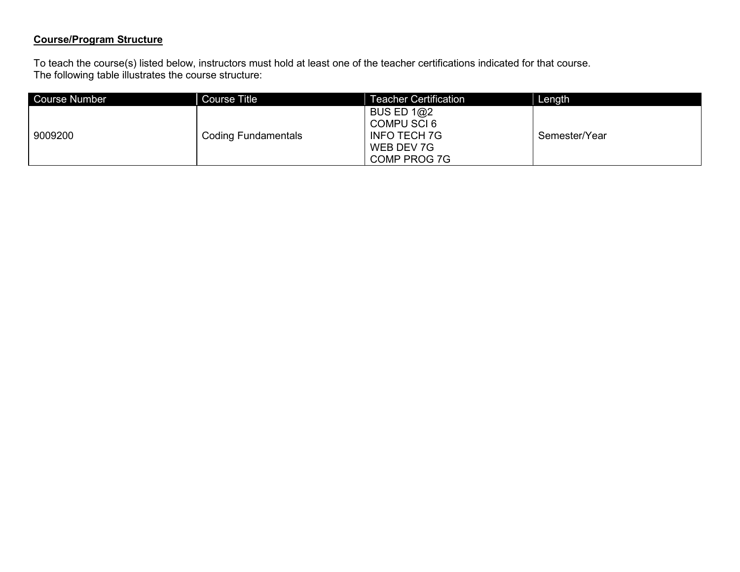**Course/Program Structure**

To teach the course(s) listed below, instructors must hold at least one of the teacher certifications indicated for that course.
The following table illustrates the course structure:

| Course Number | Course Title | Teacher Certification | Length |
|---|---|---|---|
| 9009200 | Coding Fundamentals | BUS ED 1@2<br>COMPU SCI 6<br>INFO TECH 7G<br>WEB DEV 7G<br>COMP PROG 7G | Semester/Year |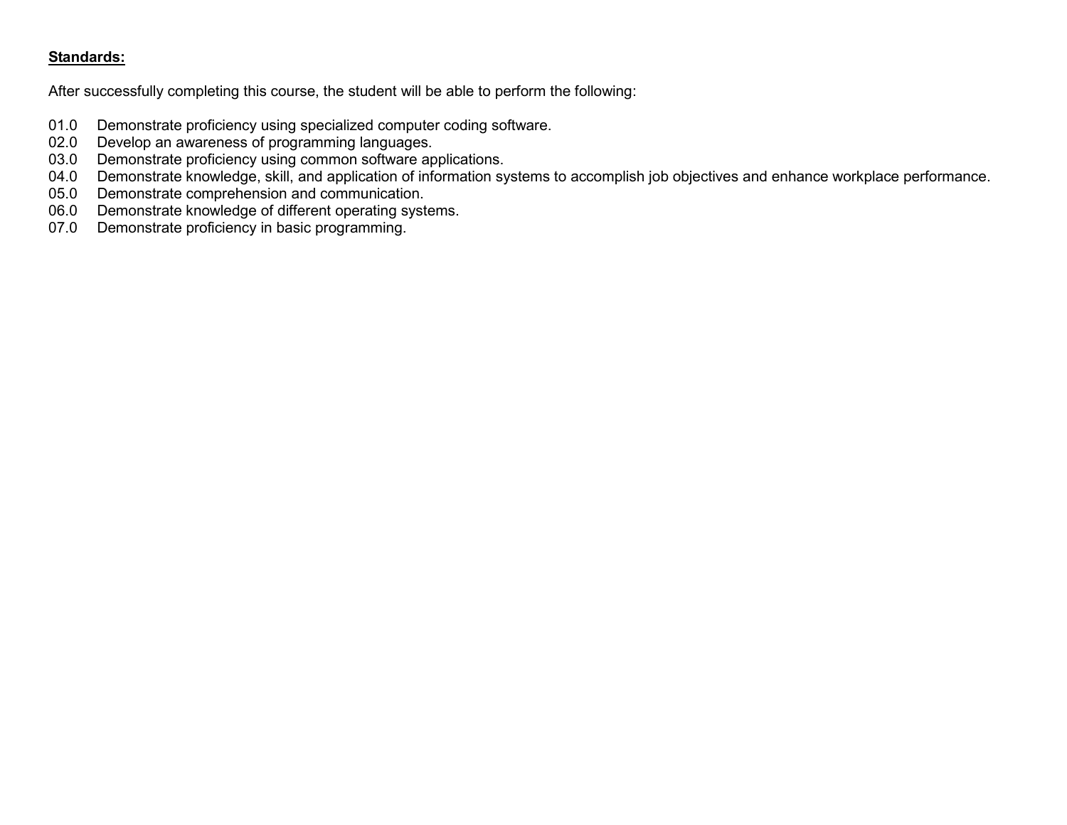**Standards:**

After successfully completing this course, the student will be able to perform the following:

01.0 Demonstrate proficiency using specialized computer coding software.
02.0 Develop an awareness of programming languages.
03.0 Demonstrate proficiency using common software applications.
04.0 Demonstrate knowledge, skill, and application of information systems to accomplish job objectives and enhance workplace performance.
05.0 Demonstrate comprehension and communication.
06.0 Demonstrate knowledge of different operating systems.
07.0 Demonstrate proficiency in basic programming.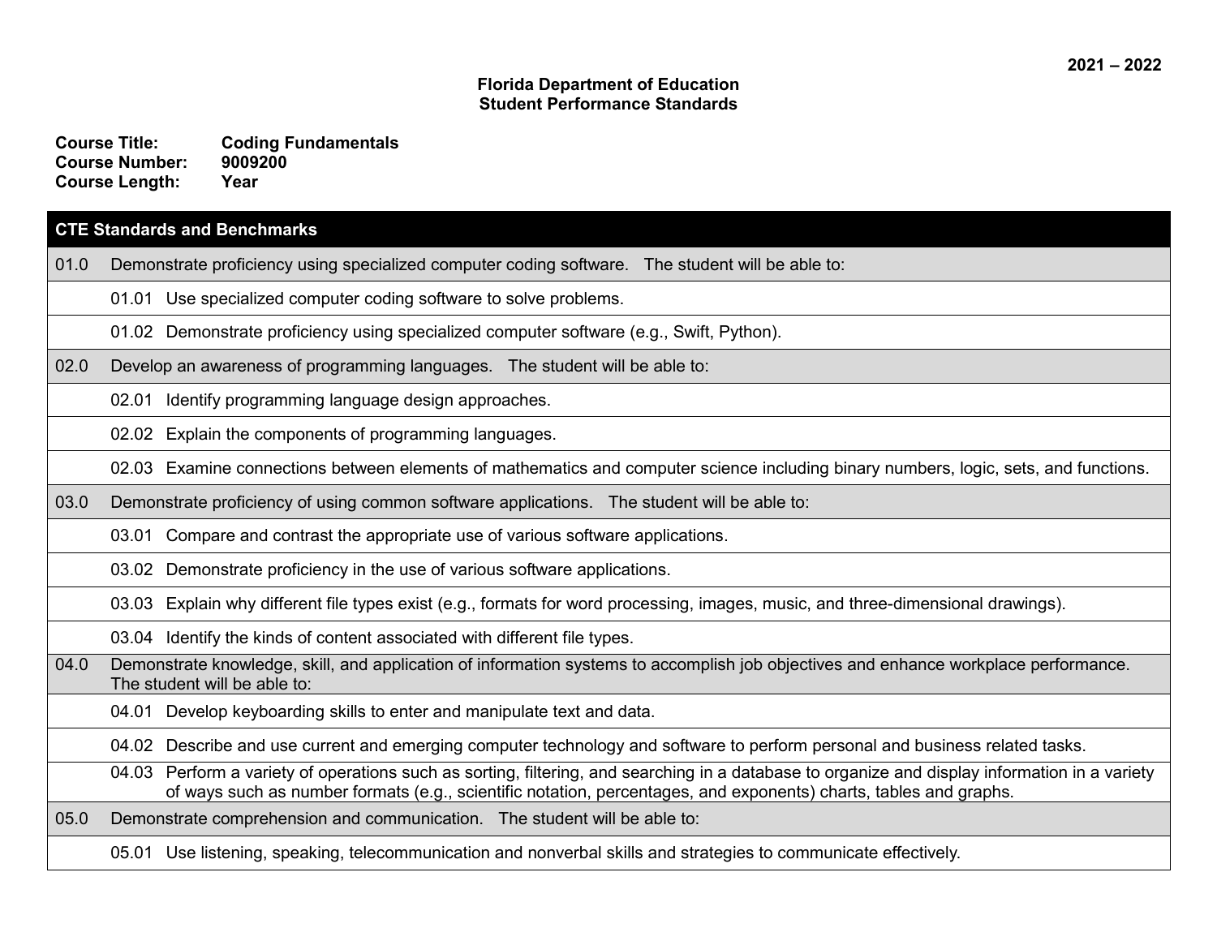2021 – 2022

**Florida Department of Education**
**Student Performance Standards**

**Course Title:** Coding Fundamentals
**Course Number:** 9009200
**Course Length:** Year

| CTE Standards and Benchmarks | |
|---|---|
| 01.0 | Demonstrate proficiency using specialized computer coding software. The student will be able to: |
| | 01.01 Use specialized computer coding software to solve problems. |
| | 01.02 Demonstrate proficiency using specialized computer software (e.g., Swift, Python). |
| 02.0 | Develop an awareness of programming languages. The student will be able to: |
| | 02.01 Identify programming language design approaches. |
| | 02.02 Explain the components of programming languages. |
| | 02.03 Examine connections between elements of mathematics and computer science including binary numbers, logic, sets, and functions. |
| 03.0 | Demonstrate proficiency of using common software applications. The student will be able to: |
| | 03.01 Compare and contrast the appropriate use of various software applications. |
| | 03.02 Demonstrate proficiency in the use of various software applications. |
| | 03.03 Explain why different file types exist (e.g., formats for word processing, images, music, and three-dimensional drawings). |
| | 03.04 Identify the kinds of content associated with different file types. |
| 04.0 | Demonstrate knowledge, skill, and application of information systems to accomplish job objectives and enhance workplace performance. The student will be able to: |
| | 04.01 Develop keyboarding skills to enter and manipulate text and data. |
| | 04.02 Describe and use current and emerging computer technology and software to perform personal and business related tasks. |
| | 04.03 Perform a variety of operations such as sorting, filtering, and searching in a database to organize and display information in a variety of ways such as number formats (e.g., scientific notation, percentages, and exponents) charts, tables and graphs. |
| 05.0 | Demonstrate comprehension and communication. The student will be able to: |
| | 05.01 Use listening, speaking, telecommunication and nonverbal skills and strategies to communicate effectively. |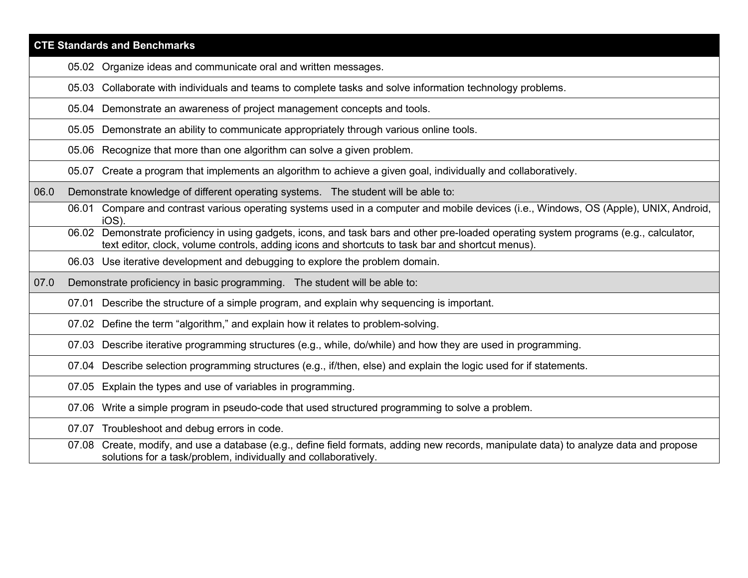| CTE Standards and Benchmarks | | |
|---|---|---|
| | 05.02 | Organize ideas and communicate oral and written messages. |
| | 05.03 | Collaborate with individuals and teams to complete tasks and solve information technology problems. |
| | 05.04 | Demonstrate an awareness of project management concepts and tools. |
| | 05.05 | Demonstrate an ability to communicate appropriately through various online tools. |
| | 05.06 | Recognize that more than one algorithm can solve a given problem. |
| | 05.07 | Create a program that implements an algorithm to achieve a given goal, individually and collaboratively. |
| 06.0 | Demonstrate knowledge of different operating systems. The student will be able to: | |
| | 06.01 | Compare and contrast various operating systems used in a computer and mobile devices (i.e., Windows, OS (Apple), UNIX, Android, iOS). |
| | 06.02 | Demonstrate proficiency in using gadgets, icons, and task bars and other pre-loaded operating system programs (e.g., calculator, text editor, clock, volume controls, adding icons and shortcuts to task bar and shortcut menus). |
| | 06.03 | Use iterative development and debugging to explore the problem domain. |
| 07.0 | Demonstrate proficiency in basic programming. The student will be able to: | |
| | 07.01 | Describe the structure of a simple program, and explain why sequencing is important. |
| | 07.02 | Define the term "algorithm," and explain how it relates to problem-solving. |
| | 07.03 | Describe iterative programming structures (e.g., while, do/while) and how they are used in programming. |
| | 07.04 | Describe selection programming structures (e.g., if/then, else) and explain the logic used for if statements. |
| | 07.05 | Explain the types and use of variables in programming. |
| | 07.06 | Write a simple program in pseudo-code that used structured programming to solve a problem. |
| | 07.07 | Troubleshoot and debug errors in code. |
| | 07.08 | Create, modify, and use a database (e.g., define field formats, adding new records, manipulate data) to analyze data and propose solutions for a task/problem, individually and collaboratively. |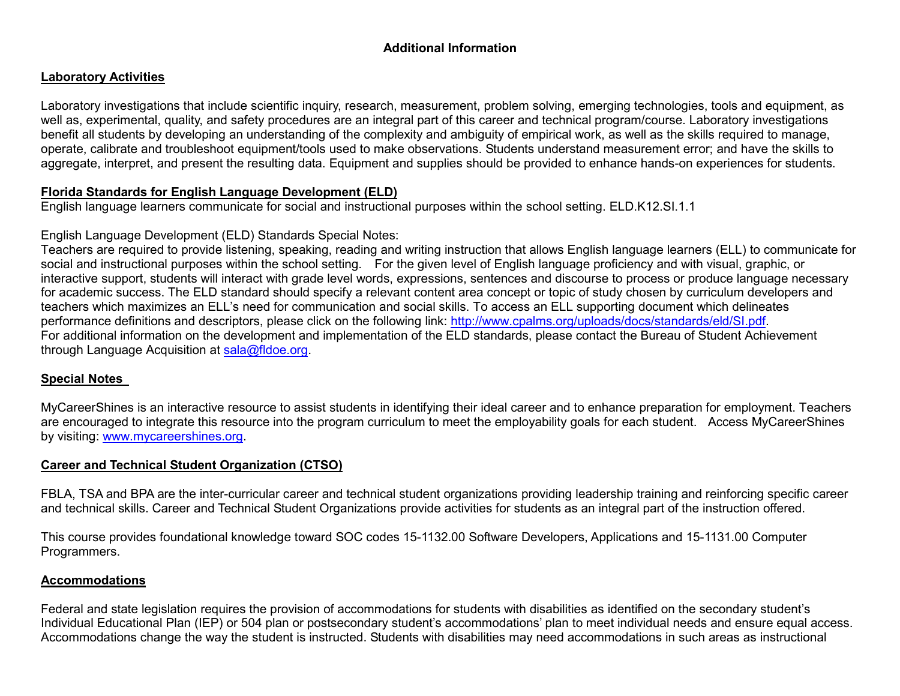## Additional Information

**Laboratory Activities**

Laboratory investigations that include scientific inquiry, research, measurement, problem solving, emerging technologies, tools and equipment, as well as, experimental, quality, and safety procedures are an integral part of this career and technical program/course. Laboratory investigations benefit all students by developing an understanding of the complexity and ambiguity of empirical work, as well as the skills required to manage, operate, calibrate and troubleshoot equipment/tools used to make observations. Students understand measurement error; and have the skills to aggregate, interpret, and present the resulting data. Equipment and supplies should be provided to enhance hands-on experiences for students.

**Florida Standards for English Language Development (ELD)**

English language learners communicate for social and instructional purposes within the school setting. ELD.K12.SI.1.1

English Language Development (ELD) Standards Special Notes:
Teachers are required to provide listening, speaking, reading and writing instruction that allows English language learners (ELL) to communicate for social and instructional purposes within the school setting. For the given level of English language proficiency and with visual, graphic, or interactive support, students will interact with grade level words, expressions, sentences and discourse to process or produce language necessary for academic success. The ELD standard should specify a relevant content area concept or topic of study chosen by curriculum developers and teachers which maximizes an ELL's need for communication and social skills. To access an ELL supporting document which delineates performance definitions and descriptors, please click on the following link: [http://www.cpalms.org/uploads/docs/standards/eld/SI.pdf](http://www.cpalms.org/uploads/docs/standards/eld/SI.pdf).
For additional information on the development and implementation of the ELD standards, please contact the Bureau of Student Achievement through Language Acquisition at [sala@fldoe.org](mailto:sala@fldoe.org).

**Special Notes**

MyCareerShines is an interactive resource to assist students in identifying their ideal career and to enhance preparation for employment. Teachers are encouraged to integrate this resource into the program curriculum to meet the employability goals for each student. Access MyCareerShines by visiting: [www.mycareershines.org](http://www.mycareershines.org).

**Career and Technical Student Organization (CTSO)**

FBLA, TSA and BPA are the inter-curricular career and technical student organizations providing leadership training and reinforcing specific career and technical skills. Career and Technical Student Organizations provide activities for students as an integral part of the instruction offered.

This course provides foundational knowledge toward SOC codes 15-1132.00 Software Developers, Applications and 15-1131.00 Computer Programmers.

**Accommodations**

Federal and state legislation requires the provision of accommodations for students with disabilities as identified on the secondary student's Individual Educational Plan (IEP) or 504 plan or postsecondary student's accommodations' plan to meet individual needs and ensure equal access. Accommodations change the way the student is instructed. Students with disabilities may need accommodations in such areas as instructional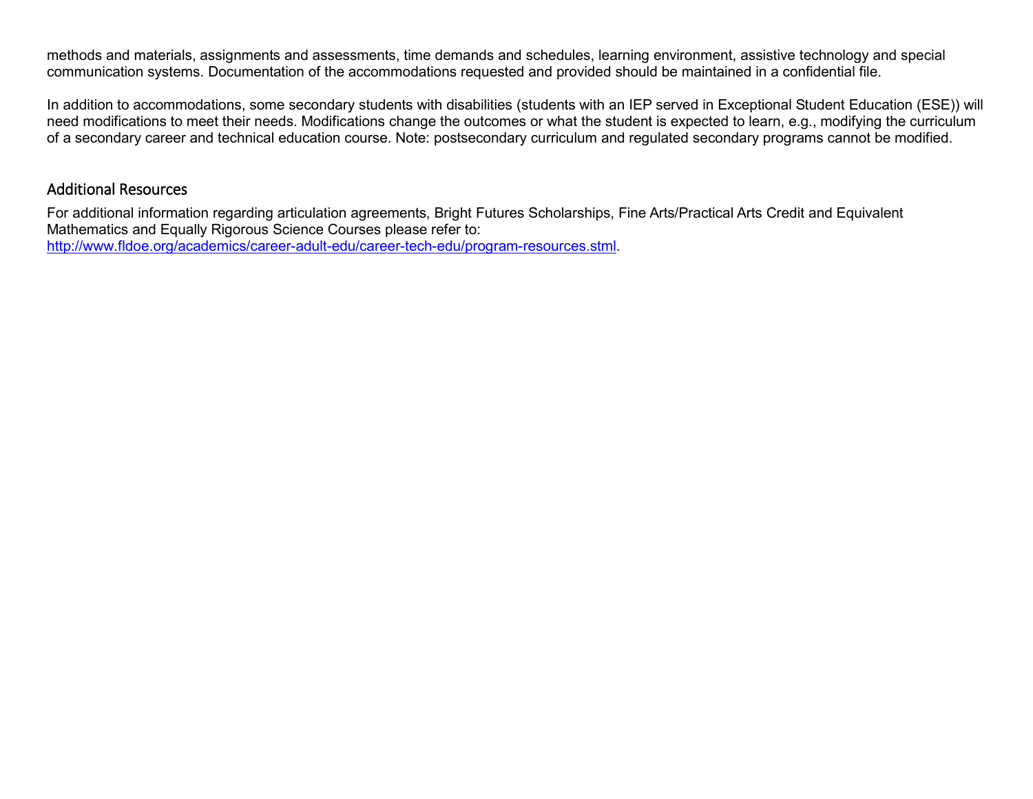methods and materials, assignments and assessments, time demands and schedules, learning environment, assistive technology and special communication systems. Documentation of the accommodations requested and provided should be maintained in a confidential file.

In addition to accommodations, some secondary students with disabilities (students with an IEP served in Exceptional Student Education (ESE)) will need modifications to meet their needs. Modifications change the outcomes or what the student is expected to learn, e.g., modifying the curriculum of a secondary career and technical education course. Note: postsecondary curriculum and regulated secondary programs cannot be modified.

## Additional Resources

For additional information regarding articulation agreements, Bright Futures Scholarships, Fine Arts/Practical Arts Credit and Equivalent Mathematics and Equally Rigorous Science Courses please refer to:
http://www.fldoe.org/academics/career-adult-edu/career-tech-edu/program-resources.stml.